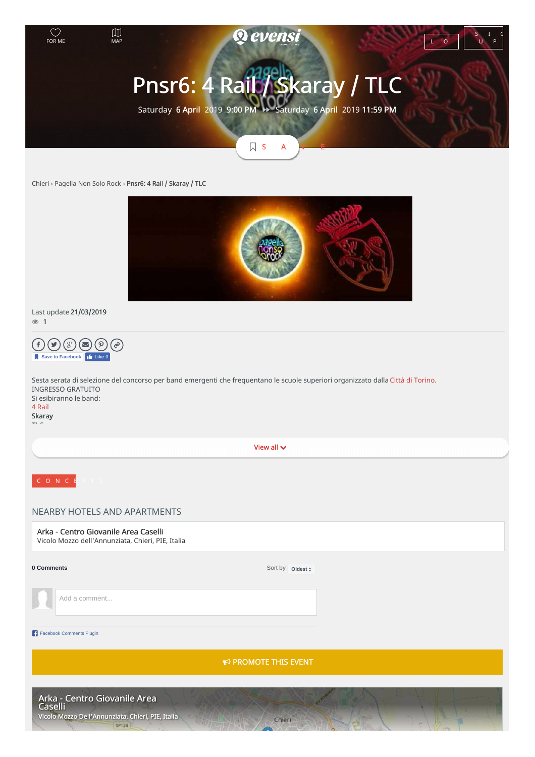FOR ME MAP

# Pnsr6: 4 Rail / Skaray / TLC

Saturday 6 April 2019 9:00 PM ⏩ Saturday 6 April 2019 11:59 PM

Chieri › Pagella Non Solo Rock › **Pnsr6: 4 Rail / Skaray / TLC**

Last update **21/03/2019**

1

Save to Facebook  Like 0

Sesta serata di selezione del concorso per band emergenti che frequentano le scuole superiori organizzato dalla Città di Torino.
INGRESSO GRATUITO
Si esibiranno le band:
4 Rail
**Skaray**

View all

CONCERTS

## NEARBY HOTELS AND APARTMENTS

**Arka - Centro Giovanile Area Caselli**
Vicolo Mozzo dell'Annunziata, Chieri, PIE, Italia

**0 Comments** Sort by Oldest

Add a comment...

Facebook Comments Plugin

PROMOTE THIS EVENT

Arka - Centro Giovanile Area Caselli
Vicolo Mozzo Dell'Annunziata, Chieri, PIE, Italia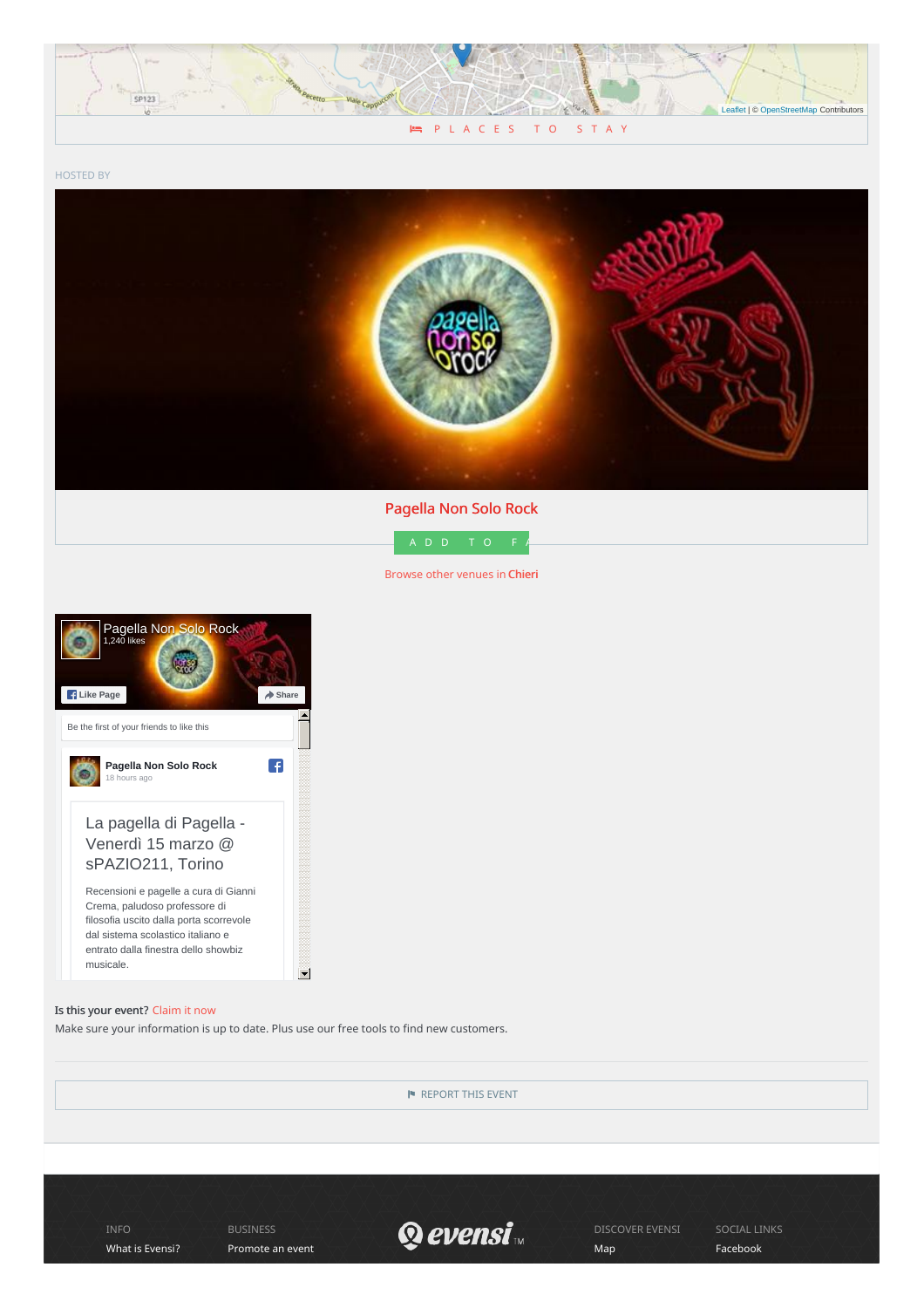Leaflet | © OpenStreetMap Contributors

PLACES TO STAY

HOSTED BY

## Pagella Non Solo Rock

ADD TO F

Browse other venues in **Chieri**

Pagella Non Solo Rock
1,240 likes

Like Page

Share

Be the first of your friends to like this

**Pagella Non Solo Rock**
18 hours ago

La pagella di Pagella - Venerdì 15 marzo @ sPAZIO211, Torino

Recensioni e pagelle a cura di Gianni Crema, paludoso professore di filosofia uscito dalla porta scorrevole dal sistema scolastico italiano e entrato dalla finestra dello showbiz musicale.

**Is this your event?** Claim it now

Make sure your information is up to date. Plus use our free tools to find new customers.

REPORT THIS EVENT

INFO
What is Evensi?

BUSINESS
Promote an event

evensi™

DISCOVER EVENSI
Map

SOCIAL LINKS
Facebook